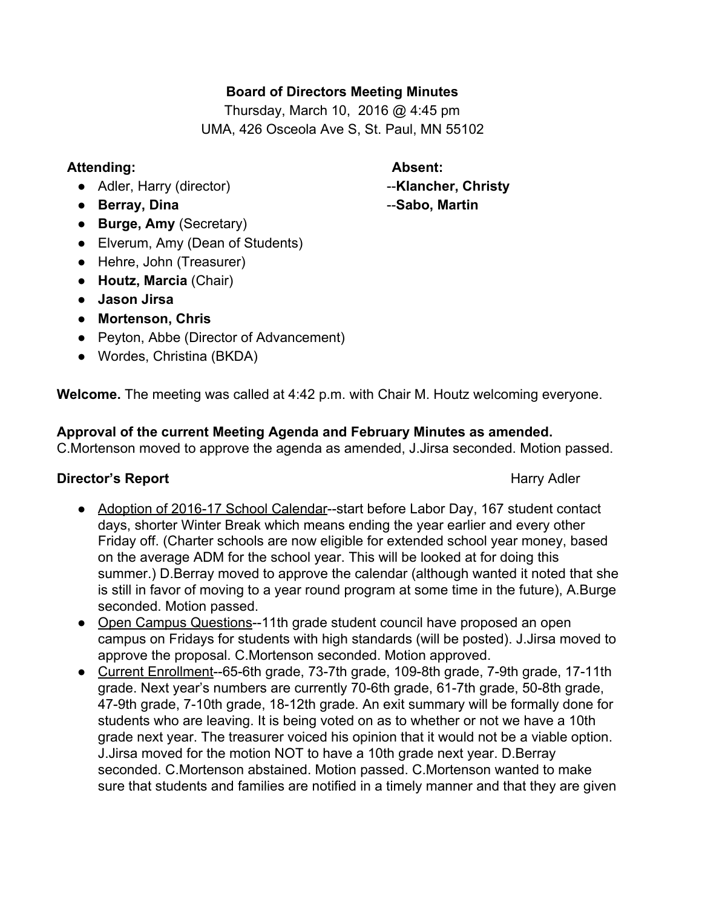**Board of Directors Meeting Minutes**

Thursday, March 10, 2016 @ 4:45 pm

UMA, 426 Osceola Ave S, St. Paul, MN 55102

**Attending:**

- Adler, Harry (director)
- **Berray, Dina**
- **Burge, Amy** (Secretary)
- Elverum, Amy (Dean of Students)
- Hehre, John (Treasurer)
- **Houtz, Marcia** (Chair)
- **Jason Jirsa**
- **Mortenson, Chris**
- Peyton, Abbe (Director of Advancement)
- Wordes, Christina (BKDA)

**Absent:**

--**Klancher, Christy**

--**Sabo, Martin**

**Welcome.** The meeting was called at 4:42 p.m. with Chair M. Houtz welcoming everyone.

**Approval of the current Meeting Agenda and February Minutes as amended.**

C.Mortenson moved to approve the agenda as amended, J.Jirsa seconded. Motion passed.

**Director's Report** Harry Adler

- Adoption of 2016-17 School Calendar--start before Labor Day, 167 student contact days, shorter Winter Break which means ending the year earlier and every other Friday off. (Charter schools are now eligible for extended school year money, based on the average ADM for the school year. This will be looked at for doing this summer.) D.Berray moved to approve the calendar (although wanted it noted that she is still in favor of moving to a year round program at some time in the future), A.Burge seconded. Motion passed.
- Open Campus Questions--11th grade student council have proposed an open campus on Fridays for students with high standards (will be posted). J.Jirsa moved to approve the proposal. C.Mortenson seconded. Motion approved.
- Current Enrollment--65-6th grade, 73-7th grade, 109-8th grade, 7-9th grade, 17-11th grade. Next year's numbers are currently 70-6th grade, 61-7th grade, 50-8th grade, 47-9th grade, 7-10th grade, 18-12th grade. An exit summary will be formally done for students who are leaving. It is being voted on as to whether or not we have a 10th grade next year. The treasurer voiced his opinion that it would not be a viable option. J.Jirsa moved for the motion NOT to have a 10th grade next year. D.Berray seconded. C.Mortenson abstained. Motion passed. C.Mortenson wanted to make sure that students and families are notified in a timely manner and that they are given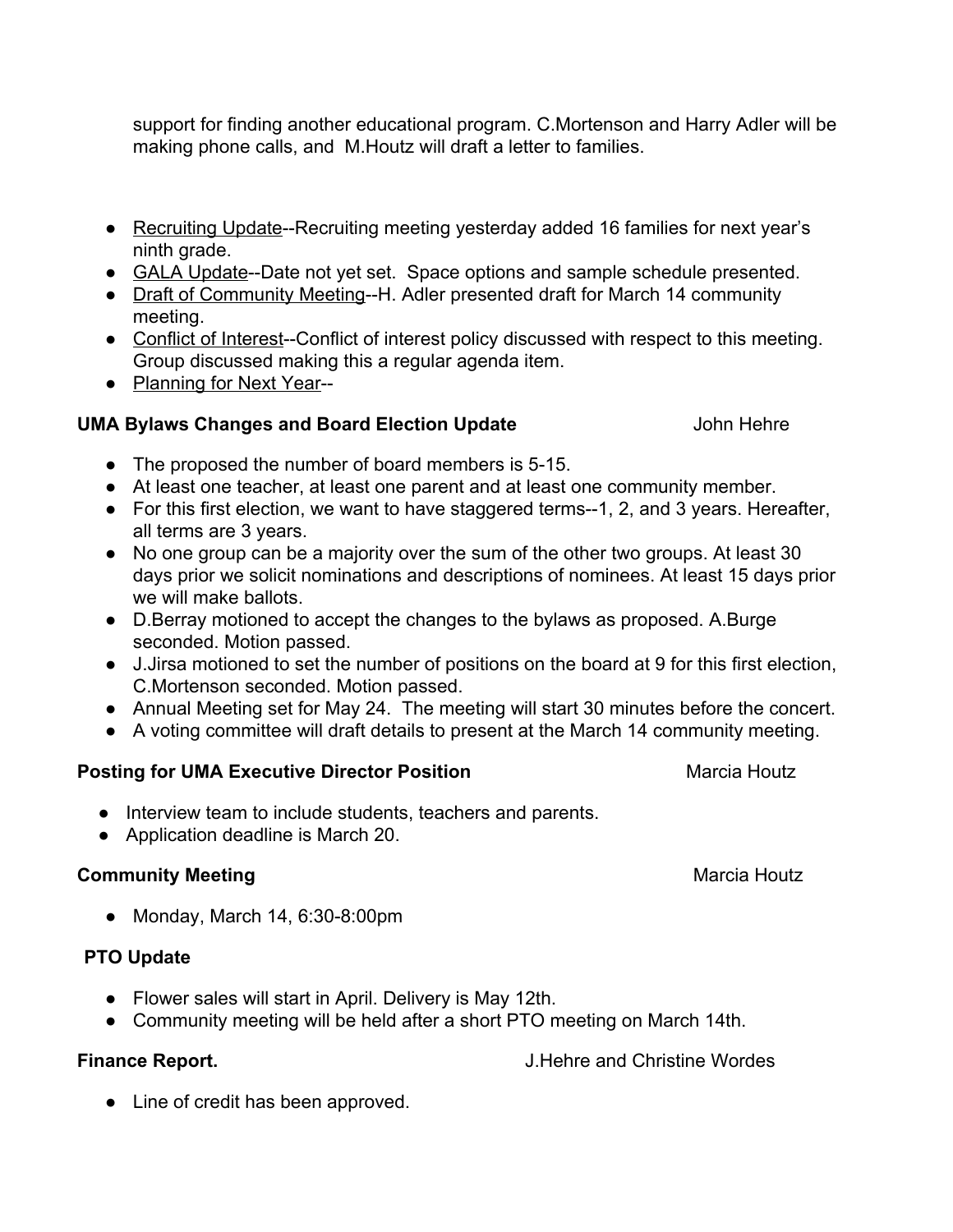support for finding another educational program. C.Mortenson and Harry Adler will be making phone calls, and M.Houtz will draft a letter to families.

- Recruiting Update--Recruiting meeting yesterday added 16 families for next year's ninth grade.
- GALA Update--Date not yet set. Space options and sample schedule presented.
- Draft of Community Meeting--H. Adler presented draft for March 14 community meeting.
- Conflict of Interest--Conflict of interest policy discussed with respect to this meeting. Group discussed making this a regular agenda item.
- Planning for Next Year--

**UMA Bylaws Changes and Board Election Update** John Hehre

- The proposed the number of board members is 5-15.
- At least one teacher, at least one parent and at least one community member.
- For this first election, we want to have staggered terms--1, 2, and 3 years. Hereafter, all terms are 3 years.
- No one group can be a majority over the sum of the other two groups. At least 30 days prior we solicit nominations and descriptions of nominees. At least 15 days prior we will make ballots.
- D.Berray motioned to accept the changes to the bylaws as proposed. A.Burge seconded. Motion passed.
- J.Jirsa motioned to set the number of positions on the board at 9 for this first election, C.Mortenson seconded. Motion passed.
- Annual Meeting set for May 24. The meeting will start 30 minutes before the concert.
- A voting committee will draft details to present at the March 14 community meeting.

**Posting for UMA Executive Director Position** Marcia Houtz

- Interview team to include students, teachers and parents.
- Application deadline is March 20.

**Community Meeting** Marcia Houtz

- Monday, March 14, 6:30-8:00pm

**PTO Update**

- Flower sales will start in April. Delivery is May 12th.
- Community meeting will be held after a short PTO meeting on March 14th.

**Finance Report.** J.Hehre and Christine Wordes

- Line of credit has been approved.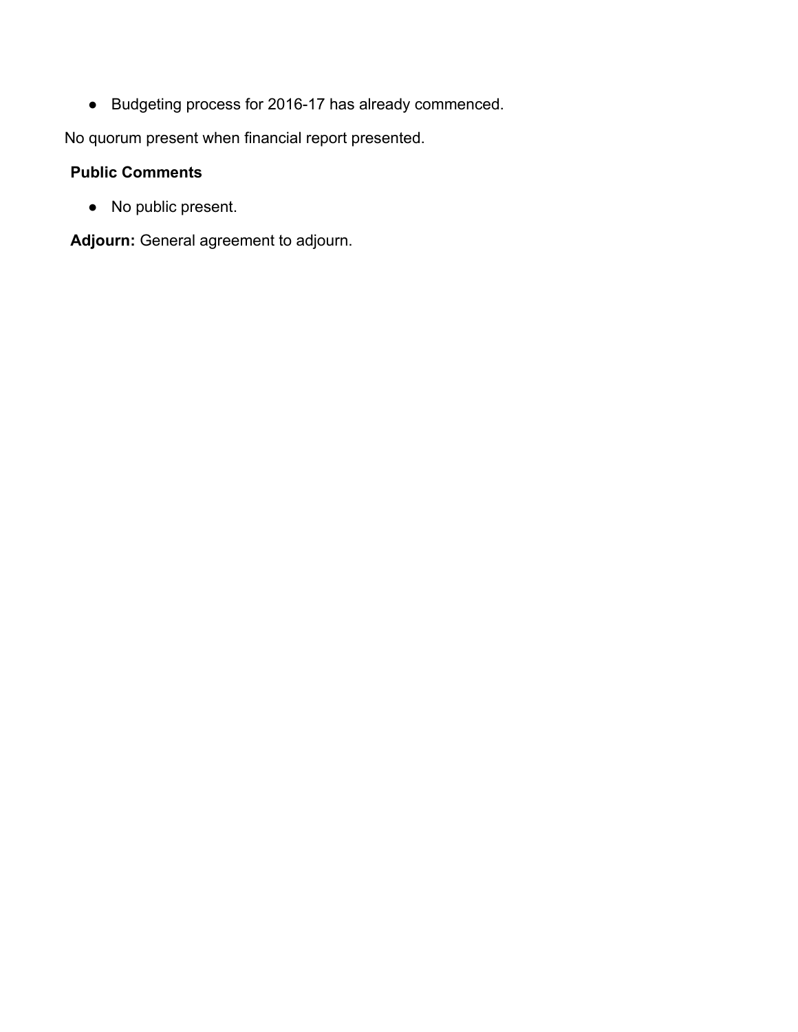- Budgeting process for 2016-17 has already commenced.

No quorum present when financial report presented.

**Public Comments**

- No public present.

**Adjourn:** General agreement to adjourn.